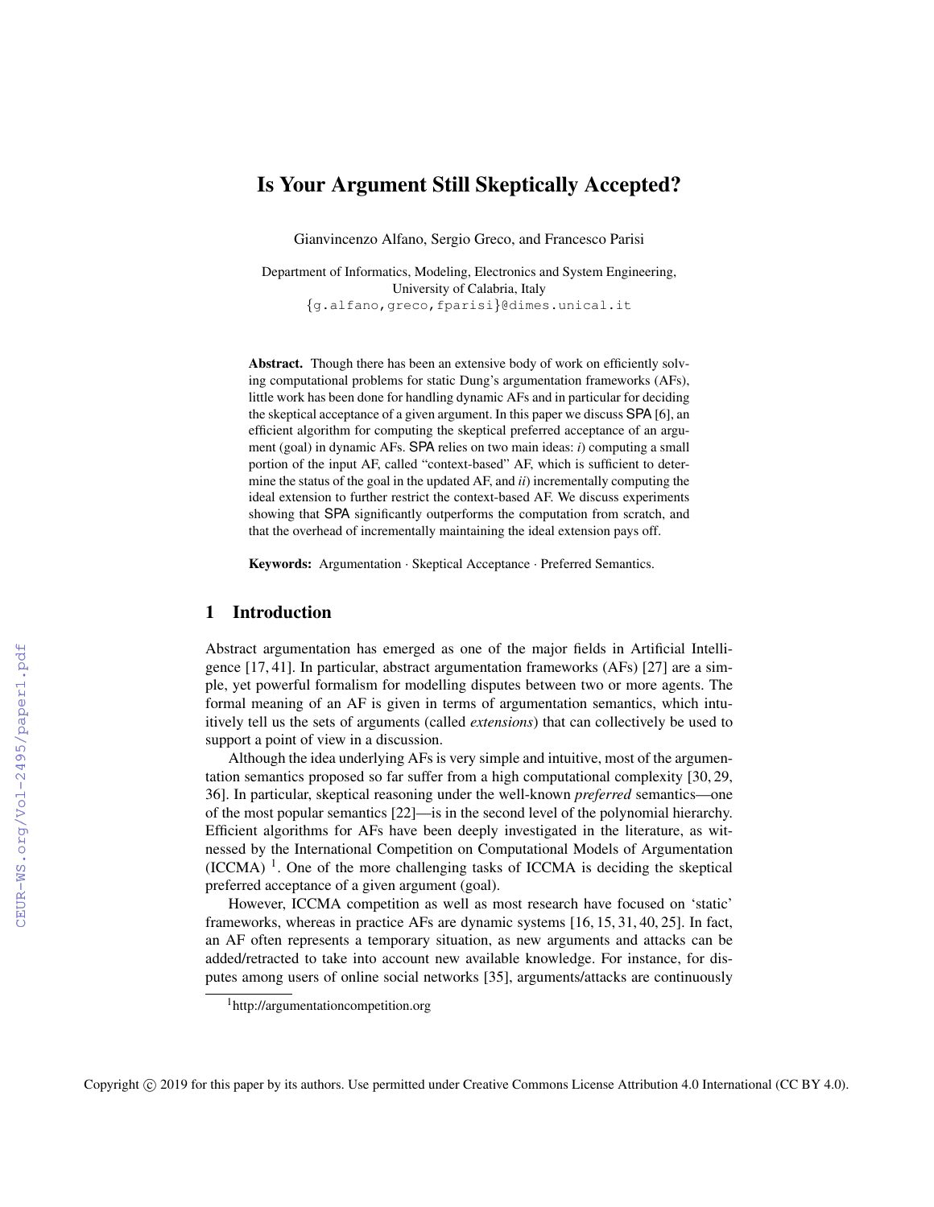# Is Your Argument Still Skeptically Accepted?

Gianvincenzo Alfano, Sergio Greco, and Francesco Parisi

Department of Informatics, Modeling, Electronics and System Engineering,
University of Calabria, Italy
{g.alfano,greco,fparisi}@dimes.unical.it

**Abstract.** Though there has been an extensive body of work on efficiently solving computational problems for static Dung's argumentation frameworks (AFs), little work has been done for handling dynamic AFs and in particular for deciding the skeptical acceptance of a given argument. In this paper we discuss SPA [6], an efficient algorithm for computing the skeptical preferred acceptance of an argument (goal) in dynamic AFs. SPA relies on two main ideas: *i*) computing a small portion of the input AF, called "context-based" AF, which is sufficient to determine the status of the goal in the updated AF, and *ii*) incrementally computing the ideal extension to further restrict the context-based AF. We discuss experiments showing that SPA significantly outperforms the computation from scratch, and that the overhead of incrementally maintaining the ideal extension pays off.

**Keywords:** Argumentation · Skeptical Acceptance · Preferred Semantics.

## 1 Introduction

Abstract argumentation has emerged as one of the major fields in Artificial Intelligence [17, 41]. In particular, abstract argumentation frameworks (AFs) [27] are a simple, yet powerful formalism for modelling disputes between two or more agents. The formal meaning of an AF is given in terms of argumentation semantics, which intuitively tell us the sets of arguments (called *extensions*) that can collectively be used to support a point of view in a discussion.

Although the idea underlying AFs is very simple and intuitive, most of the argumentation semantics proposed so far suffer from a high computational complexity [30, 29, 36]. In particular, skeptical reasoning under the well-known *preferred* semantics—one of the most popular semantics [22]—is in the second level of the polynomial hierarchy. Efficient algorithms for AFs have been deeply investigated in the literature, as witnessed by the International Competition on Computational Models of Argumentation (ICCMA) [1]. One of the more challenging tasks of ICCMA is deciding the skeptical preferred acceptance of a given argument (goal).

However, ICCMA competition as well as most research have focused on 'static' frameworks, whereas in practice AFs are dynamic systems [16, 15, 31, 40, 25]. In fact, an AF often represents a temporary situation, as new arguments and attacks can be added/retracted to take into account new available knowledge. For instance, for disputes among users of online social networks [35], arguments/attacks are continuously

[1] http://argumentationcompetition.org

Copyright © 2019 for this paper by its authors. Use permitted under Creative Commons License Attribution 4.0 International (CC BY 4.0).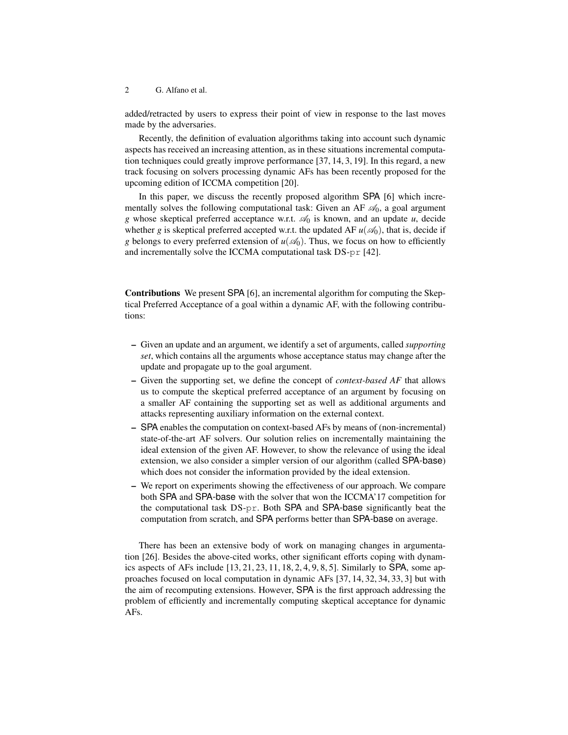added/retracted by users to express their point of view in response to the last moves made by the adversaries.

Recently, the definition of evaluation algorithms taking into account such dynamic aspects has received an increasing attention, as in these situations incremental computation techniques could greatly improve performance [37, 14, 3, 19]. In this regard, a new track focusing on solvers processing dynamic AFs has been recently proposed for the upcoming edition of ICCMA competition [20].

In this paper, we discuss the recently proposed algorithm SPA [6] which incrementally solves the following computational task: Given an AF $\mathscr{A}_0$, a goal argument $g$ whose skeptical preferred acceptance w.r.t. $\mathscr{A}_0$ is known, and an update $u$, decide whether $g$ is skeptical preferred accepted w.r.t. the updated AF $u(\mathscr{A}_0)$, that is, decide if $g$ belongs to every preferred extension of $u(\mathscr{A}_0)$. Thus, we focus on how to efficiently and incrementally solve the ICCMA computational task DS-pr [42].

**Contributions** We present SPA [6], an incremental algorithm for computing the Skeptical Preferred Acceptance of a goal within a dynamic AF, with the following contributions:

– Given an update and an argument, we identify a set of arguments, called *supporting set*, which contains all the arguments whose acceptance status may change after the update and propagate up to the goal argument.
– Given the supporting set, we define the concept of *context-based AF* that allows us to compute the skeptical preferred acceptance of an argument by focusing on a smaller AF containing the supporting set as well as additional arguments and attacks representing auxiliary information on the external context.
– SPA enables the computation on context-based AFs by means of (non-incremental) state-of-the-art AF solvers. Our solution relies on incrementally maintaining the ideal extension of the given AF. However, to show the relevance of using the ideal extension, we also consider a simpler version of our algorithm (called SPA-base) which does not consider the information provided by the ideal extension.
– We report on experiments showing the effectiveness of our approach. We compare both SPA and SPA-base with the solver that won the ICCMA'17 competition for the computational task DS-pr. Both SPA and SPA-base significantly beat the computation from scratch, and SPA performs better than SPA-base on average.

There has been an extensive body of work on managing changes in argumentation [26]. Besides the above-cited works, other significant efforts coping with dynamics aspects of AFs include [13, 21, 23, 11, 18, 2, 4, 9, 8, 5]. Similarly to SPA, some approaches focused on local computation in dynamic AFs [37, 14, 32, 34, 33, 3] but with the aim of recomputing extensions. However, SPA is the first approach addressing the problem of efficiently and incrementally computing skeptical acceptance for dynamic AFs.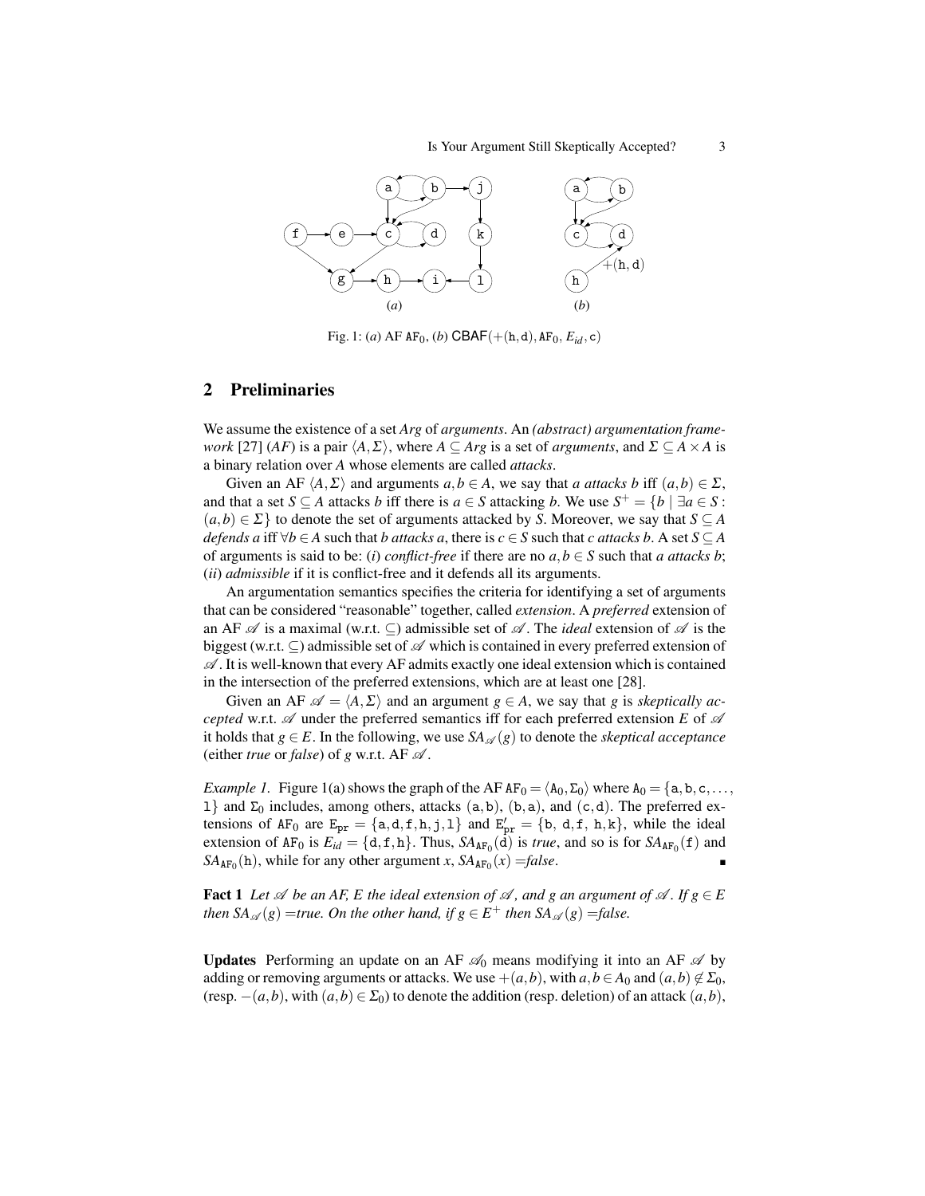Fig. 1: (*a*) AF $\mathtt{AF}_0$, (*b*) $\mathsf{CBAF}(+(\mathtt{h},\mathtt{d}), \mathtt{AF}_0, E_{id}, \mathtt{c})$

## 2 Preliminaries

We assume the existence of a set *Arg* of *arguments*. An *(abstract) argumentation framework* [27] (*AF*) is a pair $\langle A, \Sigma \rangle$, where $A \subseteq Arg$ is a set of *arguments*, and $\Sigma \subseteq A \times A$ is a binary relation over $A$ whose elements are called *attacks*.

Given an AF $\langle A, \Sigma \rangle$ and arguments $a, b \in A$, we say that *a attacks b* iff $(a,b) \in \Sigma$, and that a set $S \subseteq A$ attacks $b$ iff there is $a \in S$ attacking $b$. We use $S^+ = \{b \mid \exists a \in S : (a,b) \in \Sigma\}$ to denote the set of arguments attacked by $S$. Moreover, we say that $S \subseteq A$ *defends a* iff $\forall b \in A$ such that *b attacks a*, there is $c \in S$ such that *c attacks b*. A set $S \subseteq A$ of arguments is said to be: (*i*) *conflict-free* if there are no $a, b \in S$ such that *a attacks b*; (*ii*) *admissible* if it is conflict-free and it defends all its arguments.

An argumentation semantics specifies the criteria for identifying a set of arguments that can be considered "reasonable" together, called *extension*. A *preferred* extension of an AF $\mathscr{A}$ is a maximal (w.r.t. $\subseteq$) admissible set of $\mathscr{A}$. The *ideal* extension of $\mathscr{A}$ is the biggest (w.r.t. $\subseteq$) admissible set of $\mathscr{A}$ which is contained in every preferred extension of $\mathscr{A}$. It is well-known that every AF admits exactly one ideal extension which is contained in the intersection of the preferred extensions, which are at least one [28].

Given an AF $\mathscr{A} = \langle A, \Sigma \rangle$ and an argument $g \in A$, we say that $g$ is *skeptically accepted* w.r.t. $\mathscr{A}$ under the preferred semantics iff for each preferred extension $E$ of $\mathscr{A}$ it holds that $g \in E$. In the following, we use $SA_{\mathscr{A}}(g)$ to denote the *skeptical acceptance* (either *true* or *false*) of $g$ w.r.t. AF $\mathscr{A}$.

*Example 1.* Figure 1(a) shows the graph of the AF $\mathtt{AF}_0 = \langle \mathtt{A}_0, \Sigma_0 \rangle$ where $\mathtt{A}_0 = \{\mathtt{a}, \mathtt{b}, \mathtt{c}, \ldots, \mathtt{l}\}$ and $\Sigma_0$ includes, among others, attacks $(\mathtt{a},\mathtt{b})$, $(\mathtt{b},\mathtt{a})$, and $(\mathtt{c},\mathtt{d})$. The preferred extensions of $\mathtt{AF}_0$ are $\mathtt{E}_{\mathtt{pr}} = \{\mathtt{a},\mathtt{d},\mathtt{f},\mathtt{h},\mathtt{j},\mathtt{l}\}$ and $\mathtt{E}'_{\mathtt{pr}} = \{\mathtt{b},\ \mathtt{d},\mathtt{f},\ \mathtt{h},\mathtt{k}\}$, while the ideal extension of $\mathtt{AF}_0$ is $E_{id} = \{\mathtt{d},\mathtt{f},\mathtt{h}\}$. Thus, $SA_{\mathtt{AF}_0}(\mathtt{d})$ is *true*, and so is for $SA_{\mathtt{AF}_0}(\mathtt{f})$ and $SA_{\mathtt{AF}_0}(\mathtt{h})$, while for any other argument $x$, $SA_{\mathtt{AF}_0}(x)$ =*false*. ∎

**Fact 1** *Let $\mathscr{A}$ be an AF, $E$ the ideal extension of $\mathscr{A}$, and $g$ an argument of $\mathscr{A}$. If $g \in E$ then $SA_{\mathscr{A}}(g)$ =true. On the other hand, if $g \in E^+$ then $SA_{\mathscr{A}}(g)$ =false.*

**Updates** Performing an update on an AF $\mathscr{A}_0$ means modifying it into an AF $\mathscr{A}$ by adding or removing arguments or attacks. We use $+(a,b)$, with $a, b \in A_0$ and $(a,b) \notin \Sigma_0$, (resp. $-(a,b)$, with $(a,b) \in \Sigma_0$) to denote the addition (resp. deletion) of an attack $(a,b)$,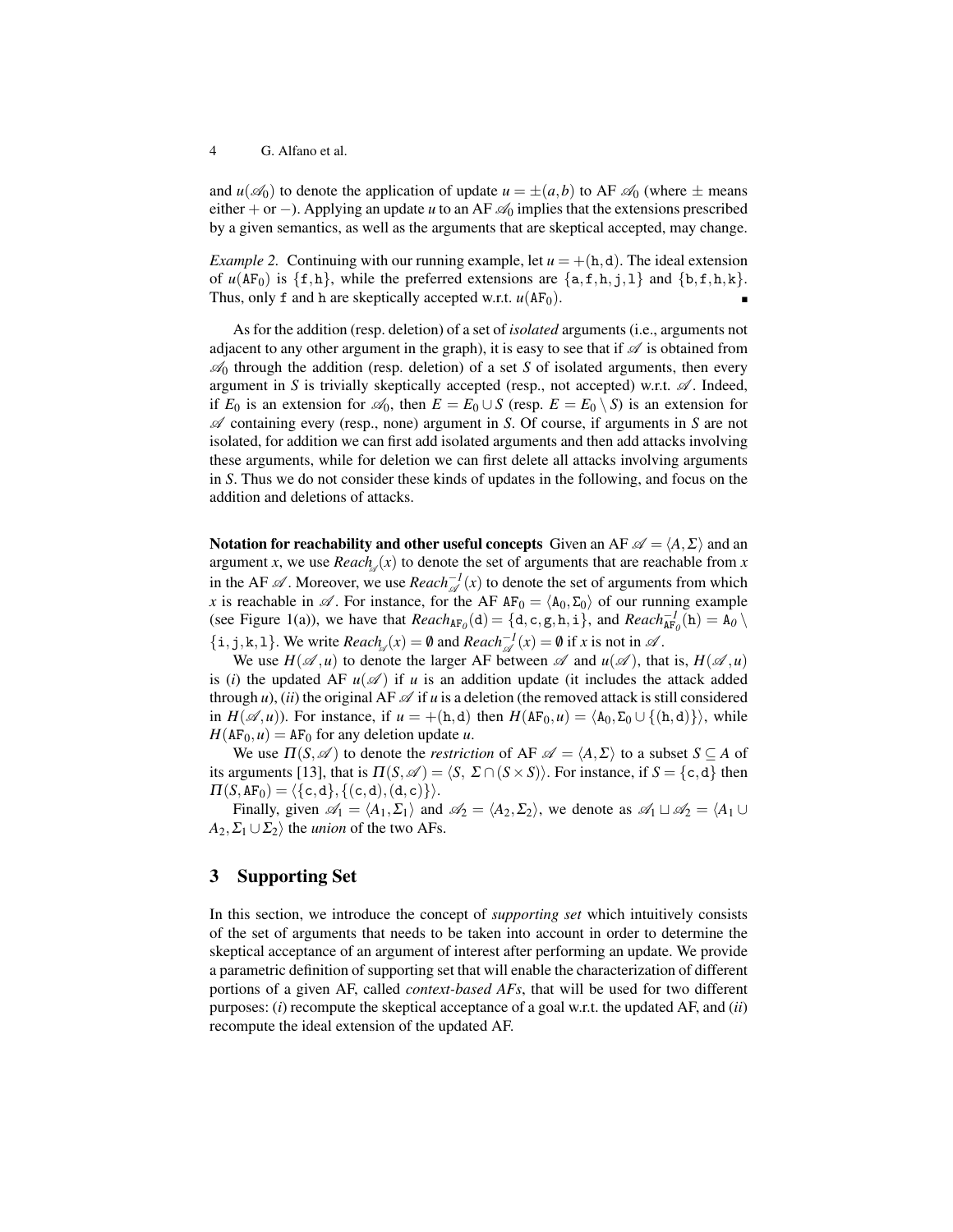and $u(\mathscr{A}_0)$ to denote the application of update $u = \pm(a,b)$ to AF $\mathscr{A}_0$ (where $\pm$ means either $+$ or $-$). Applying an update $u$ to an AF $\mathscr{A}_0$ implies that the extensions prescribed by a given semantics, as well as the arguments that are skeptical accepted, may change.

*Example 2.* Continuing with our running example, let $u = +(\mathtt{h},\mathtt{d})$. The ideal extension of $u(\mathtt{AF}_0)$ is $\{\mathtt{f},\mathtt{h}\}$, while the preferred extensions are $\{\mathtt{a},\mathtt{f},\mathtt{h},\mathtt{j},\mathtt{l}\}$ and $\{\mathtt{b},\mathtt{f},\mathtt{h},\mathtt{k}\}$. Thus, only f and h are skeptically accepted w.r.t. $u(\mathtt{AF}_0)$. ∎

As for the addition (resp. deletion) of a set of *isolated* arguments (i.e., arguments not adjacent to any other argument in the graph), it is easy to see that if $\mathscr{A}$ is obtained from $\mathscr{A}_0$ through the addition (resp. deletion) of a set $S$ of isolated arguments, then every argument in $S$ is trivially skeptically accepted (resp., not accepted) w.r.t. $\mathscr{A}$. Indeed, if $E_0$ is an extension for $\mathscr{A}_0$, then $E = E_0 \cup S$ (resp. $E = E_0 \setminus S$) is an extension for $\mathscr{A}$ containing every (resp., none) argument in $S$. Of course, if arguments in $S$ are not isolated, for addition we can first add isolated arguments and then add attacks involving these arguments, while for deletion we can first delete all attacks involving arguments in $S$. Thus we do not consider these kinds of updates in the following, and focus on the addition and deletions of attacks.

**Notation for reachability and other useful concepts** Given an AF $\mathscr{A} = \langle A, \Sigma \rangle$ and an argument $x$, we use $Reach_{\mathscr{A}}(x)$ to denote the set of arguments that are reachable from $x$ in the AF $\mathscr{A}$. Moreover, we use $Reach^{-1}_{\mathscr{A}}(x)$ to denote the set of arguments from which $x$ is reachable in $\mathscr{A}$. For instance, for the AF $\mathtt{AF}_0 = \langle \mathtt{A}_0, \Sigma_0 \rangle$ of our running example (see Figure 1(a)), we have that $Reach_{\mathtt{AF}_0}(\mathtt{d}) = \{\mathtt{d},\mathtt{c},\mathtt{g},\mathtt{h},\mathtt{i}\}$, and $Reach^{-1}_{\mathtt{AF}_0}(\mathtt{h}) = \mathtt{A}_0 \setminus \{\mathtt{i},\mathtt{j},\mathtt{k},\mathtt{l}\}$. We write $Reach_{\mathscr{A}}(x) = \emptyset$ and $Reach^{-1}_{\mathscr{A}}(x) = \emptyset$ if $x$ is not in $\mathscr{A}$.

We use $H(\mathscr{A},u)$ to denote the larger AF between $\mathscr{A}$ and $u(\mathscr{A})$, that is, $H(\mathscr{A},u)$ is (*i*) the updated AF $u(\mathscr{A})$ if $u$ is an addition update (it includes the attack added through $u$), (*ii*) the original AF $\mathscr{A}$ if $u$ is a deletion (the removed attack is still considered in $H(\mathscr{A},u)$). For instance, if $u = +(\mathtt{h},\mathtt{d})$ then $H(\mathtt{AF}_0,u) = \langle \mathtt{A}_0, \Sigma_0 \cup \{(\mathtt{h},\mathtt{d})\} \rangle$, while $H(\mathtt{AF}_0,u) = \mathtt{AF}_0$ for any deletion update $u$.

We use $\Pi(S,\mathscr{A})$ to denote the *restriction* of AF $\mathscr{A} = \langle A, \Sigma \rangle$ to a subset $S \subseteq A$ of its arguments [13], that is $\Pi(S,\mathscr{A}) = \langle S,\ \Sigma \cap (S \times S) \rangle$. For instance, if $S = \{\mathtt{c},\mathtt{d}\}$ then $\Pi(S,\mathtt{AF}_0) = \langle \{\mathtt{c},\mathtt{d}\}, \{(\mathtt{c},\mathtt{d}),(\mathtt{d},\mathtt{c})\} \rangle$.

Finally, given $\mathscr{A}_1 = \langle A_1, \Sigma_1 \rangle$ and $\mathscr{A}_2 = \langle A_2, \Sigma_2 \rangle$, we denote as $\mathscr{A}_1 \sqcup \mathscr{A}_2 = \langle A_1 \cup A_2, \Sigma_1 \cup \Sigma_2 \rangle$ the *union* of the two AFs.

## 3 Supporting Set

In this section, we introduce the concept of *supporting set* which intuitively consists of the set of arguments that needs to be taken into account in order to determine the skeptical acceptance of an argument of interest after performing an update. We provide a parametric definition of supporting set that will enable the characterization of different portions of a given AF, called *context-based AFs*, that will be used for two different purposes: (*i*) recompute the skeptical acceptance of a goal w.r.t. the updated AF, and (*ii*) recompute the ideal extension of the updated AF.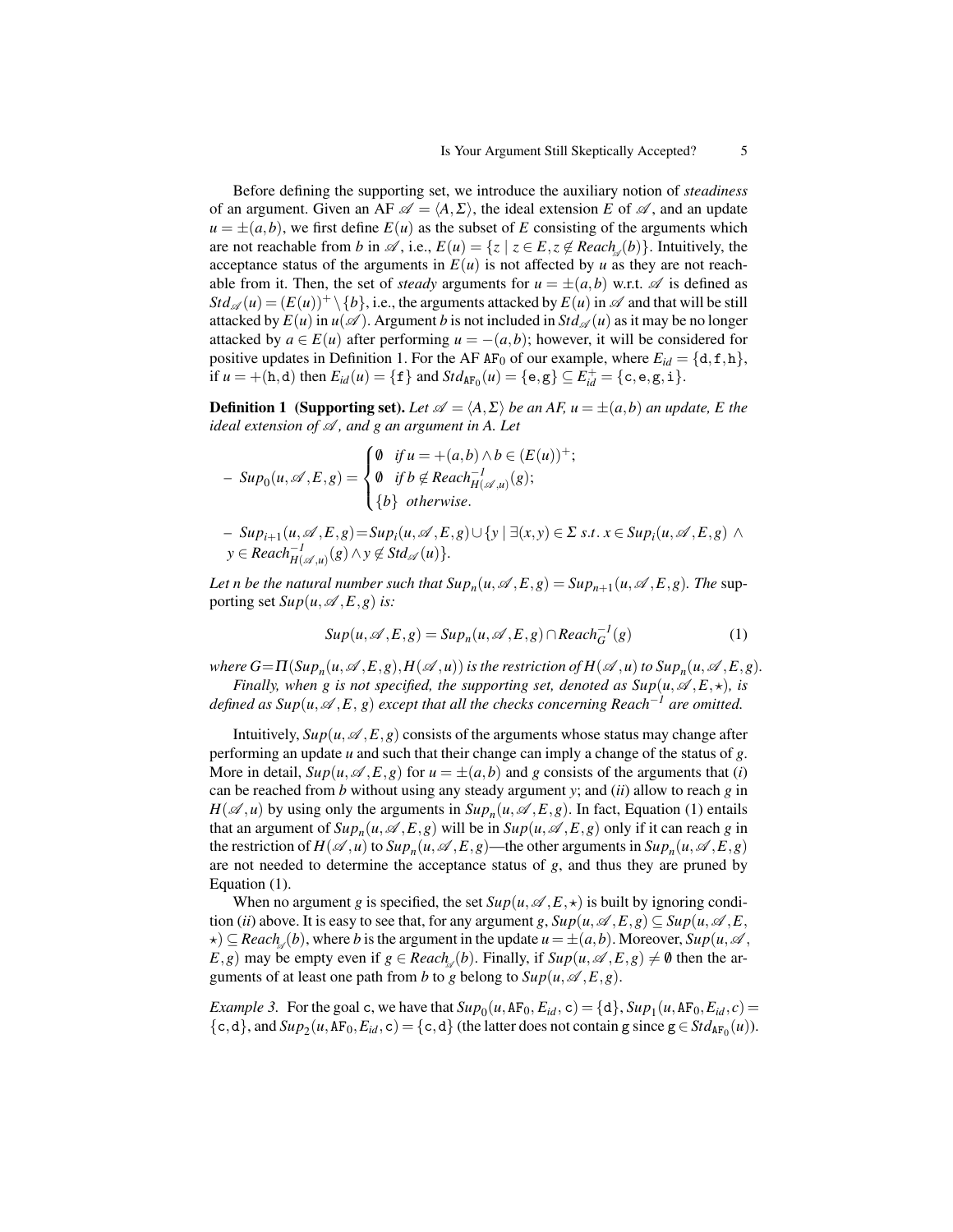Before defining the supporting set, we introduce the auxiliary notion of *steadiness* of an argument. Given an AF $\mathscr{A} = \langle A, \Sigma \rangle$, the ideal extension $E$ of $\mathscr{A}$, and an update $u = \pm(a,b)$, we first define $E(u)$ as the subset of $E$ consisting of the arguments which are not reachable from $b$ in $\mathscr{A}$, i.e., $E(u) = \{z \mid z \in E, z \notin Reach_{\mathscr{A}}(b)\}$. Intuitively, the acceptance status of the arguments in $E(u)$ is not affected by $u$ as they are not reachable from it. Then, the set of *steady* arguments for $u = \pm(a,b)$ w.r.t. $\mathscr{A}$ is defined as $Std_{\mathscr{A}}(u) = (E(u))^+ \setminus \{b\}$, i.e., the arguments attacked by $E(u)$ in $\mathscr{A}$ and that will be still attacked by $E(u)$ in $u(\mathscr{A})$. Argument $b$ is not included in $Std_{\mathscr{A}}(u)$ as it may be no longer attacked by $a \in E(u)$ after performing $u = -(a,b)$; however, it will be considered for positive updates in Definition 1. For the AF $\mathtt{AF}_0$ of our example, where $E_{id} = \{\mathtt{d},\mathtt{f},\mathtt{h}\}$, if $u = +(\mathtt{h},\mathtt{d})$ then $E_{id}(u) = \{\mathtt{f}\}$ and $Std_{\mathtt{AF}_0}(u) = \{\mathtt{e},\mathtt{g}\} \subseteq E_{id}^+ = \{\mathtt{c},\mathtt{e},\mathtt{g},\mathtt{i}\}$.

**Definition 1 (Supporting set).** *Let $\mathscr{A} = \langle A, \Sigma \rangle$ be an AF, $u = \pm(a,b)$ an update, $E$ the ideal extension of $\mathscr{A}$, and $g$ an argument in $A$. Let*

- $Sup_0(u,\mathscr{A},E,g) = \begin{cases} \emptyset & \text{if } u = +(a,b) \wedge b \in (E(u))^+; \\ \emptyset & \text{if } b \notin Reach^{-1}_{H(\mathscr{A},u)}(g); \\ \{b\} & \text{otherwise}. \end{cases}$

- $Sup_{i+1}(u,\mathscr{A},E,g) = Sup_i(u,\mathscr{A},E,g) \cup \{y \mid \exists (x,y) \in \Sigma \text{ s.t. } x \in Sup_i(u,\mathscr{A},E,g) \wedge y \in Reach^{-1}_{H(\mathscr{A},u)}(g) \wedge y \notin Std_{\mathscr{A}}(u)\}$.

*Let $n$ be the natural number such that $Sup_n(u,\mathscr{A},E,g) = Sup_{n+1}(u,\mathscr{A},E,g)$. The* supporting set *$Sup(u,\mathscr{A},E,g)$ is:*

$$Sup(u,\mathscr{A},E,g) = Sup_n(u,\mathscr{A},E,g) \cap Reach^{-1}_G(g) \tag{1}$$

*where $G = \Pi(Sup_n(u,\mathscr{A},E,g), H(\mathscr{A},u))$ is the restriction of $H(\mathscr{A},u)$ to $Sup_n(u,\mathscr{A},E,g)$.*

*Finally, when $g$ is not specified, the supporting set, denoted as $Sup(u,\mathscr{A},E,\star)$, is defined as $Sup(u,\mathscr{A},E,\,g)$ except that all the checks concerning $Reach^{-1}$ are omitted.*

Intuitively, $Sup(u,\mathscr{A},E,g)$ consists of the arguments whose status may change after performing an update $u$ and such that their change can imply a change of the status of $g$. More in detail, $Sup(u,\mathscr{A},E,g)$ for $u = \pm(a,b)$ and $g$ consists of the arguments that (*i*) can be reached from $b$ without using any steady argument $y$; and (*ii*) allow to reach $g$ in $H(\mathscr{A},u)$ by using only the arguments in $Sup_n(u,\mathscr{A},E,g)$. In fact, Equation (1) entails that an argument of $Sup_n(u,\mathscr{A},E,g)$ will be in $Sup(u,\mathscr{A},E,g)$ only if it can reach $g$ in the restriction of $H(\mathscr{A},u)$ to $Sup_n(u,\mathscr{A},E,g)$—the other arguments in $Sup_n(u,\mathscr{A},E,g)$ are not needed to determine the acceptance status of $g$, and thus they are pruned by Equation (1).

When no argument $g$ is specified, the set $Sup(u,\mathscr{A},E,\star)$ is built by ignoring condition (*ii*) above. It is easy to see that, for any argument $g$, $Sup(u,\mathscr{A},E,g) \subseteq Sup(u,\mathscr{A},E,\star) \subseteq Reach_{\mathscr{A}}(b)$, where $b$ is the argument in the update $u = \pm(a,b)$. Moreover, $Sup(u,\mathscr{A},E,g)$ may be empty even if $g \in Reach_{\mathscr{A}}(b)$. Finally, if $Sup(u,\mathscr{A},E,g) \neq \emptyset$ then the arguments of at least one path from $b$ to $g$ belong to $Sup(u,\mathscr{A},E,g)$.

*Example 3.* For the goal $\mathtt{c}$, we have that $Sup_0(u,\mathtt{AF}_0,E_{id},\mathtt{c}) = \{\mathtt{d}\}$, $Sup_1(u,\mathtt{AF}_0,E_{id},c) = \{\mathtt{c},\mathtt{d}\}$, and $Sup_2(u,\mathtt{AF}_0,E_{id},\mathtt{c}) = \{\mathtt{c},\mathtt{d}\}$ (the latter does not contain $\mathtt{g}$ since $\mathtt{g} \in Std_{\mathtt{AF}_0}(u)$).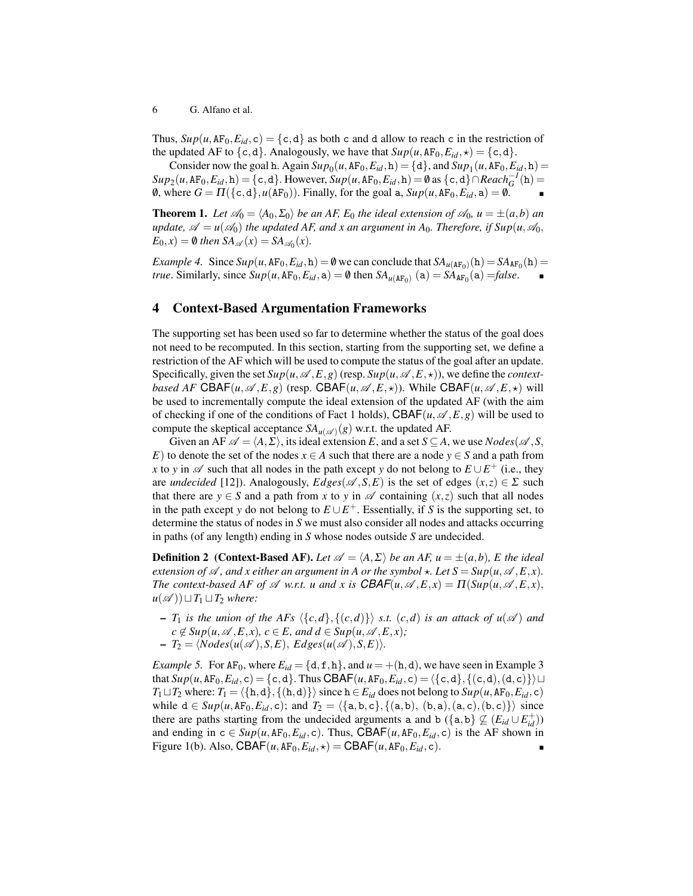Thus, $Sup(u, \mathtt{AF}_0, E_{id}, \mathtt{c}) = \{\mathtt{c}, \mathtt{d}\}$ as both c and d allow to reach c in the restriction of the updated AF to $\{\mathtt{c}, \mathtt{d}\}$. Analogously, we have that $Sup(u, \mathtt{AF}_0, E_{id}, \star) = \{\mathtt{c}, \mathtt{d}\}$.

Consider now the goal h. Again $Sup_0(u, \mathtt{AF}_0, E_{id}, \mathtt{h}) = \{\mathtt{d}\}$, and $Sup_1(u, \mathtt{AF}_0, E_{id}, \mathtt{h}) = Sup_2(u, \mathtt{AF}_0, E_{id}, \mathtt{h}) = \{\mathtt{c}, \mathtt{d}\}$. However, $Sup(u, \mathtt{AF}_0, E_{id}, \mathtt{h}) = \emptyset$ as $\{\mathtt{c}, \mathtt{d}\} \cap Reach_G^{-1}(\mathtt{h}) = \emptyset$, where $G = \Pi(\{\mathtt{c}, \mathtt{d}\}, u(\mathtt{AF}_0))$. Finally, for the goal a, $Sup(u, \mathtt{AF}_0, E_{id}, \mathtt{a}) = \emptyset$. ∎

**Theorem 1.** *Let $\mathscr{A}_0 = \langle A_0, \Sigma_0 \rangle$ be an AF, $E_0$ the ideal extension of $\mathscr{A}_0$, $u = \pm(a, b)$ an update, $\mathscr{A} = u(\mathscr{A}_0)$ the updated AF, and $x$ an argument in $A_0$. Therefore, if $Sup(u, \mathscr{A}_0, E_0, x) = \emptyset$ then $SA_{\mathscr{A}}(x) = SA_{\mathscr{A}_0}(x)$.*

*Example 4.* Since $Sup(u, \mathtt{AF}_0, E_{id}, \mathtt{h}) = \emptyset$ we can conclude that $SA_{u(\mathtt{AF}_0)}(\mathtt{h}) = SA_{\mathtt{AF}_0}(\mathtt{h}) =$ *true*. Similarly, since $Sup(u, \mathtt{AF}_0, E_{id}, \mathtt{a}) = \emptyset$ then $SA_{u(\mathtt{AF}_0)}(\mathtt{a}) = SA_{\mathtt{AF}_0}(\mathtt{a}) =$*false*. ∎

## 4 Context-Based Argumentation Frameworks

The supporting set has been used so far to determine whether the status of the goal does not need to be recomputed. In this section, starting from the supporting set, we define a restriction of the AF which will be used to compute the status of the goal after an update. Specifically, given the set $Sup(u, \mathscr{A}, E, g)$ (resp. $Sup(u, \mathscr{A}, E, \star)$), we define the *context-based AF* $\mathsf{CBAF}(u, \mathscr{A}, E, g)$ (resp. $\mathsf{CBAF}(u, \mathscr{A}, E, \star)$). While $\mathsf{CBAF}(u, \mathscr{A}, E, \star)$ will be used to incrementally compute the ideal extension of the updated AF (with the aim of checking if one of the conditions of Fact 1 holds), $\mathsf{CBAF}(u, \mathscr{A}, E, g)$ will be used to compute the skeptical acceptance $SA_{u(\mathscr{A})}(g)$ w.r.t. the updated AF.

Given an AF $\mathscr{A} = \langle A, \Sigma \rangle$, its ideal extension $E$, and a set $S \subseteq A$, we use $Nodes(\mathscr{A}, S, E)$ to denote the set of the nodes $x \in A$ such that there are a node $y \in S$ and a path from $x$ to $y$ in $\mathscr{A}$ such that all nodes in the path except $y$ do not belong to $E \cup E^+$ (i.e., they are *undecided* [12]). Analogously, $Edges(\mathscr{A}, S, E)$ is the set of edges $(x, z) \in \Sigma$ such that there are $y \in S$ and a path from $x$ to $y$ in $\mathscr{A}$ containing $(x, z)$ such that all nodes in the path except $y$ do not belong to $E \cup E^+$. Essentially, if $S$ is the supporting set, to determine the status of nodes in $S$ we must also consider all nodes and attacks occurring in paths (of any length) ending in $S$ whose nodes outside $S$ are undecided.

**Definition 2 (Context-Based AF).** *Let $\mathscr{A} = \langle A, \Sigma \rangle$ be an AF, $u = \pm(a, b)$, $E$ the ideal extension of $\mathscr{A}$, and $x$ either an argument in $A$ or the symbol $\star$. Let $S = Sup(u, \mathscr{A}, E, x)$. The context-based AF of $\mathscr{A}$ w.r.t. $u$ and $x$ is $\mathsf{CBAF}(u, \mathscr{A}, E, x) = \Pi(Sup(u, \mathscr{A}, E, x), u(\mathscr{A})) \sqcup T_1 \sqcup T_2$ where:*

- *$T_1$ is the union of the AFs $\langle \{c, d\}, \{(c, d)\} \rangle$ s.t. $(c, d)$ is an attack of $u(\mathscr{A})$ and $c \notin Sup(u, \mathscr{A}, E, x)$, $c \in E$, and $d \in Sup(u, \mathscr{A}, E, x)$;*
- *$T_2 = \langle Nodes(u(\mathscr{A}), S, E),\ Edges(u(\mathscr{A}), S, E) \rangle$.*

*Example 5.* For $\mathtt{AF}_0$, where $E_{id} = \{\mathtt{d}, \mathtt{f}, \mathtt{h}\}$, and $u = +(\mathtt{h}, \mathtt{d})$, we have seen in Example 3 that $Sup(u, \mathtt{AF}_0, E_{id}, \mathtt{c}) = \{\mathtt{c}, \mathtt{d}\}$. Thus $\mathsf{CBAF}(u, \mathtt{AF}_0, E_{id}, \mathtt{c}) = \langle \{\mathtt{c}, \mathtt{d}\}, \{(\mathtt{c}, \mathtt{d}), (\mathtt{d}, \mathtt{c})\} \rangle \sqcup T_1 \sqcup T_2$ where: $T_1 = \langle \{\mathtt{h}, \mathtt{d}\}, \{(\mathtt{h}, \mathtt{d})\} \rangle$ since $\mathtt{h} \in E_{id}$ does not belong to $Sup(u, \mathtt{AF}_0, E_{id}, \mathtt{c})$ while $\mathtt{d} \in Sup(u, \mathtt{AF}_0, E_{id}, \mathtt{c})$; and $T_2 = \langle \{\mathtt{a}, \mathtt{b}, \mathtt{c}\}, \{(\mathtt{a}, \mathtt{b}),\ (\mathtt{b}, \mathtt{a}), (\mathtt{a}, \mathtt{c}), (\mathtt{b}, \mathtt{c})\} \rangle$ since there are paths starting from the undecided arguments a and b ($\{\mathtt{a}, \mathtt{b}\} \not\subseteq (E_{id} \cup E_{id}^+)$) and ending in $\mathtt{c} \in Sup(u, \mathtt{AF}_0, E_{id}, \mathtt{c})$. Thus, $\mathsf{CBAF}(u, \mathtt{AF}_0, E_{id}, \mathtt{c})$ is the AF shown in Figure 1(b). Also, $\mathsf{CBAF}(u, \mathtt{AF}_0, E_{id}, \star) = \mathsf{CBAF}(u, \mathtt{AF}_0, E_{id}, \mathtt{c})$. ∎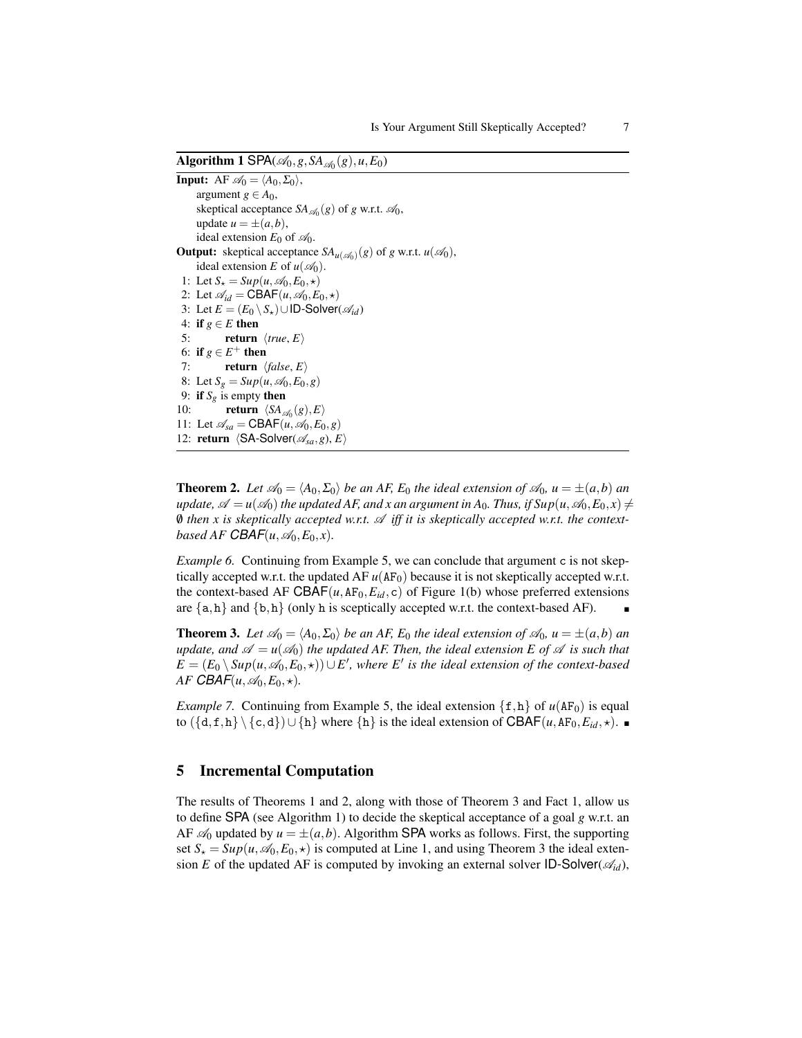**Algorithm 1** $\mathsf{SPA}(\mathscr{A}_0, g, SA_{\mathscr{A}_0}(g), u, E_0)$

**Input:** AF $\mathscr{A}_0 = \langle A_0, \Sigma_0 \rangle$,
argument $g \in A_0$,
skeptical acceptance $SA_{\mathscr{A}_0}(g)$ of $g$ w.r.t. $\mathscr{A}_0$,
update $u = \pm(a,b)$,
ideal extension $E_0$ of $\mathscr{A}_0$.

**Output:** skeptical acceptance $SA_{u(\mathscr{A}_0)}(g)$ of $g$ w.r.t. $u(\mathscr{A}_0)$,
ideal extension $E$ of $u(\mathscr{A}_0)$.

1: Let $S_\star = Sup(u, \mathscr{A}_0, E_0, \star)$
2: Let $\mathscr{A}_{id} = \mathsf{CBAF}(u, \mathscr{A}_0, E_0, \star)$
3: Let $E = (E_0 \setminus S_\star) \cup \mathsf{ID\text{-}Solver}(\mathscr{A}_{id})$
4: **if** $g \in E$ **then**
5: &nbsp;&nbsp;&nbsp;&nbsp;**return** $\langle true, E \rangle$
6: **if** $g \in E^+$ **then**
7: &nbsp;&nbsp;&nbsp;&nbsp;**return** $\langle false, E \rangle$
8: Let $S_g = Sup(u, \mathscr{A}_0, E_0, g)$
9: **if** $S_g$ is empty **then**
10: &nbsp;&nbsp;&nbsp;&nbsp;**return** $\langle SA_{\mathscr{A}_0}(g), E \rangle$
11: Let $\mathscr{A}_{sa} = \mathsf{CBAF}(u, \mathscr{A}_0, E_0, g)$
12: **return** $\langle \mathsf{SA\text{-}Solver}(\mathscr{A}_{sa}, g), E \rangle$

**Theorem 2.** *Let $\mathscr{A}_0 = \langle A_0, \Sigma_0 \rangle$ be an AF, $E_0$ the ideal extension of $\mathscr{A}_0$, $u = \pm(a,b)$ an update, $\mathscr{A} = u(\mathscr{A}_0)$ the updated AF, and $x$ an argument in $A_0$. Thus, if $Sup(u, \mathscr{A}_0, E_0, x) \neq \emptyset$ then $x$ is skeptically accepted w.r.t. $\mathscr{A}$ iff it is skeptically accepted w.r.t. the context-based AF $\mathsf{CBAF}(u, \mathscr{A}_0, E_0, x)$.*

*Example 6.* Continuing from Example 5, we can conclude that argument c is not skeptically accepted w.r.t. the updated AF $u(\mathtt{AF}_0)$ because it is not skeptically accepted w.r.t. the context-based AF $\mathsf{CBAF}(u, \mathtt{AF}_0, E_{id}, \mathtt{c})$ of Figure 1(b) whose preferred extensions are $\{\mathtt{a}, \mathtt{h}\}$ and $\{\mathtt{b}, \mathtt{h}\}$ (only h is sceptically accepted w.r.t. the context-based AF). ∎

**Theorem 3.** *Let $\mathscr{A}_0 = \langle A_0, \Sigma_0 \rangle$ be an AF, $E_0$ the ideal extension of $\mathscr{A}_0$, $u = \pm(a,b)$ an update, and $\mathscr{A} = u(\mathscr{A}_0)$ the updated AF. Then, the ideal extension $E$ of $\mathscr{A}$ is such that $E = (E_0 \setminus Sup(u, \mathscr{A}_0, E_0, \star)) \cup E'$, where $E'$ is the ideal extension of the context-based AF $\mathsf{CBAF}(u, \mathscr{A}_0, E_0, \star)$.*

*Example 7.* Continuing from Example 5, the ideal extension $\{\mathtt{f}, \mathtt{h}\}$ of $u(\mathtt{AF}_0)$ is equal to $(\{\mathtt{d}, \mathtt{f}, \mathtt{h}\} \setminus \{\mathtt{c}, \mathtt{d}\}) \cup \{\mathtt{h}\}$ where $\{\mathtt{h}\}$ is the ideal extension of $\mathsf{CBAF}(u, \mathtt{AF}_0, E_{id}, \star)$. ∎

## 5 Incremental Computation

The results of Theorems 1 and 2, along with those of Theorem 3 and Fact 1, allow us to define SPA (see Algorithm 1) to decide the skeptical acceptance of a goal $g$ w.r.t. an AF $\mathscr{A}_0$ updated by $u = \pm(a,b)$. Algorithm SPA works as follows. First, the supporting set $S_\star = Sup(u, \mathscr{A}_0, E_0, \star)$ is computed at Line 1, and using Theorem 3 the ideal extension $E$ of the updated AF is computed by invoking an external solver $\mathsf{ID\text{-}Solver}(\mathscr{A}_{id})$,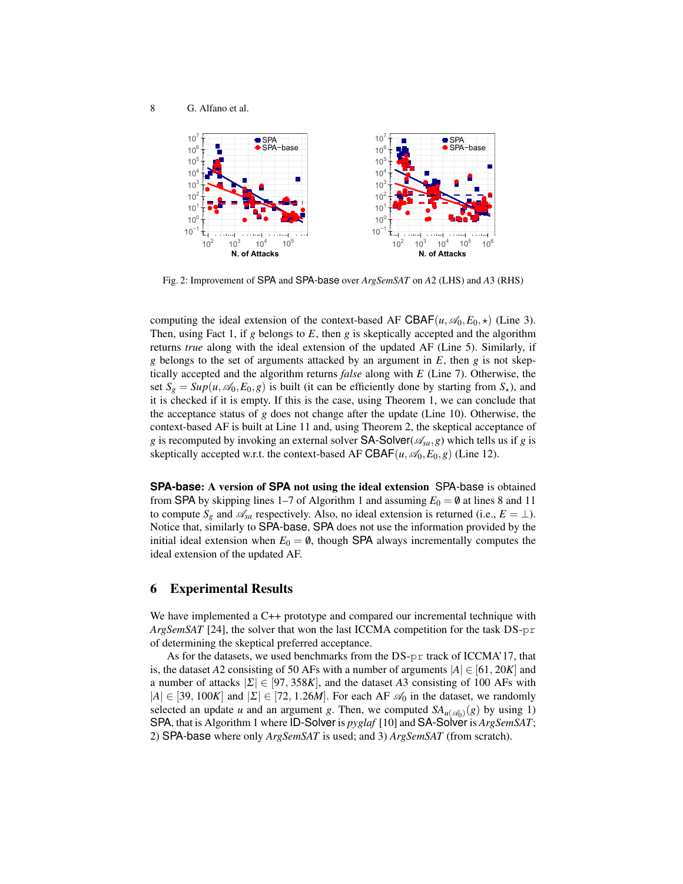Fig. 2: Improvement of SPA and SPA-base over *ArgSemSAT* on *A*2 (LHS) and *A*3 (RHS)

computing the ideal extension of the context-based AF $\mathsf{CBAF}(u, \mathscr{A}_0, E_0, \star)$ (Line 3). Then, using Fact 1, if $g$ belongs to $E$, then $g$ is skeptically accepted and the algorithm returns *true* along with the ideal extension of the updated AF (Line 5). Similarly, if $g$ belongs to the set of arguments attacked by an argument in $E$, then $g$ is not skeptically accepted and the algorithm returns *false* along with $E$ (Line 7). Otherwise, the set $S_g = Sup(u, \mathscr{A}_0, E_0, g)$ is built (it can be efficiently done by starting from $S_\star$), and it is checked if it is empty. If this is the case, using Theorem 1, we can conclude that the acceptance status of $g$ does not change after the update (Line 10). Otherwise, the context-based AF is built at Line 11 and, using Theorem 2, the skeptical acceptance of $g$ is recomputed by invoking an external solver $\mathsf{SA\text{-}Solver}(\mathscr{A}_{sa}, g)$ which tells us if $g$ is skeptically accepted w.r.t. the context-based AF $\mathsf{CBAF}(u, \mathscr{A}_0, E_0, g)$ (Line 12).

**SPA-base: A version of SPA not using the ideal extension** SPA-base is obtained from SPA by skipping lines 1–7 of Algorithm 1 and assuming $E_0 = \emptyset$ at lines 8 and 11 to compute $S_g$ and $\mathscr{A}_{sa}$ respectively. Also, no ideal extension is returned (i.e., $E = \perp$). Notice that, similarly to SPA-base, SPA does not use the information provided by the initial ideal extension when $E_0 = \emptyset$, though SPA always incrementally computes the ideal extension of the updated AF.

## 6 Experimental Results

We have implemented a C++ prototype and compared our incremental technique with *ArgSemSAT* [24], the solver that won the last ICCMA competition for the task DS-pr of determining the skeptical preferred acceptance.

As for the datasets, we used benchmarks from the DS-pr track of ICCMA'17, that is, the dataset *A*2 consisting of 50 AFs with a number of arguments $|A| \in [61, 20K]$ and a number of attacks $|\Sigma| \in [97, 358K]$, and the dataset *A*3 consisting of 100 AFs with $|A| \in [39, 100K]$ and $|\Sigma| \in [72, 1.26M]$. For each AF $\mathscr{A}_0$ in the dataset, we randomly selected an update $u$ and an argument $g$. Then, we computed $SA_{u(\mathscr{A}_0)}(g)$ by using 1) SPA, that is Algorithm 1 where ID-Solver is *pyglaf* [10] and SA-Solver is *ArgSemSAT*; 2) SPA-base where only *ArgSemSAT* is used; and 3) *ArgSemSAT* (from scratch).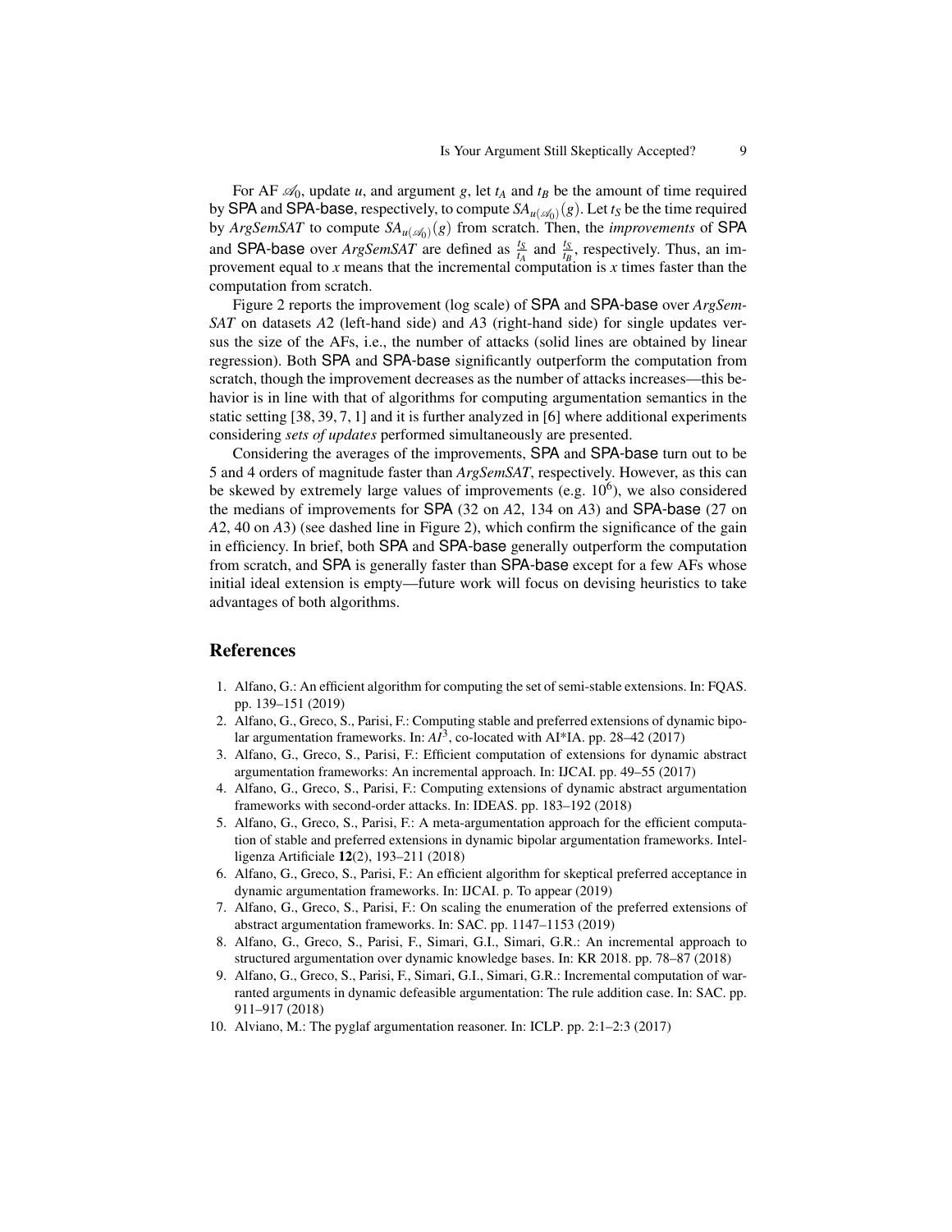For AF $\mathscr{A}_0$, update $u$, and argument $g$, let $t_A$ and $t_B$ be the amount of time required by SPA and SPA-base, respectively, to compute $SA_{u(\mathscr{A}_0)}(g)$. Let $t_S$ be the time required by *ArgSemSAT* to compute $SA_{u(\mathscr{A}_0)}(g)$ from scratch. Then, the *improvements* of SPA and SPA-base over *ArgSemSAT* are defined as $\frac{t_S}{t_A}$ and $\frac{t_S}{t_B}$, respectively. Thus, an improvement equal to $x$ means that the incremental computation is $x$ times faster than the computation from scratch.

Figure 2 reports the improvement (log scale) of SPA and SPA-base over *ArgSemSAT* on datasets $A2$ (left-hand side) and $A3$ (right-hand side) for single updates versus the size of the AFs, i.e., the number of attacks (solid lines are obtained by linear regression). Both SPA and SPA-base significantly outperform the computation from scratch, though the improvement decreases as the number of attacks increases—this behavior is in line with that of algorithms for computing argumentation semantics in the static setting [38, 39, 7, 1] and it is further analyzed in [6] where additional experiments considering *sets of updates* performed simultaneously are presented.

Considering the averages of the improvements, SPA and SPA-base turn out to be 5 and 4 orders of magnitude faster than *ArgSemSAT*, respectively. However, as this can be skewed by extremely large values of improvements (e.g. $10^6$), we also considered the medians of improvements for SPA (32 on $A2$, 134 on $A3$) and SPA-base (27 on $A2$, 40 on $A3$) (see dashed line in Figure 2), which confirm the significance of the gain in efficiency. In brief, both SPA and SPA-base generally outperform the computation from scratch, and SPA is generally faster than SPA-base except for a few AFs whose initial ideal extension is empty—future work will focus on devising heuristics to take advantages of both algorithms.

## References

1. Alfano, G.: An efficient algorithm for computing the set of semi-stable extensions. In: FQAS. pp. 139–151 (2019)
2. Alfano, G., Greco, S., Parisi, F.: Computing stable and preferred extensions of dynamic bipolar argumentation frameworks. In: $AI^3$, co-located with AI*IA. pp. 28–42 (2017)
3. Alfano, G., Greco, S., Parisi, F.: Efficient computation of extensions for dynamic abstract argumentation frameworks: An incremental approach. In: IJCAI. pp. 49–55 (2017)
4. Alfano, G., Greco, S., Parisi, F.: Computing extensions of dynamic abstract argumentation frameworks with second-order attacks. In: IDEAS. pp. 183–192 (2018)
5. Alfano, G., Greco, S., Parisi, F.: A meta-argumentation approach for the efficient computation of stable and preferred extensions in dynamic bipolar argumentation frameworks. Intelligenza Artificiale **12**(2), 193–211 (2018)
6. Alfano, G., Greco, S., Parisi, F.: An efficient algorithm for skeptical preferred acceptance in dynamic argumentation frameworks. In: IJCAI. p. To appear (2019)
7. Alfano, G., Greco, S., Parisi, F.: On scaling the enumeration of the preferred extensions of abstract argumentation frameworks. In: SAC. pp. 1147–1153 (2019)
8. Alfano, G., Greco, S., Parisi, F., Simari, G.I., Simari, G.R.: An incremental approach to structured argumentation over dynamic knowledge bases. In: KR 2018. pp. 78–87 (2018)
9. Alfano, G., Greco, S., Parisi, F., Simari, G.I., Simari, G.R.: Incremental computation of warranted arguments in dynamic defeasible argumentation: The rule addition case. In: SAC. pp. 911–917 (2018)
10. Alviano, M.: The pyglaf argumentation reasoner. In: ICLP. pp. 2:1–2:3 (2017)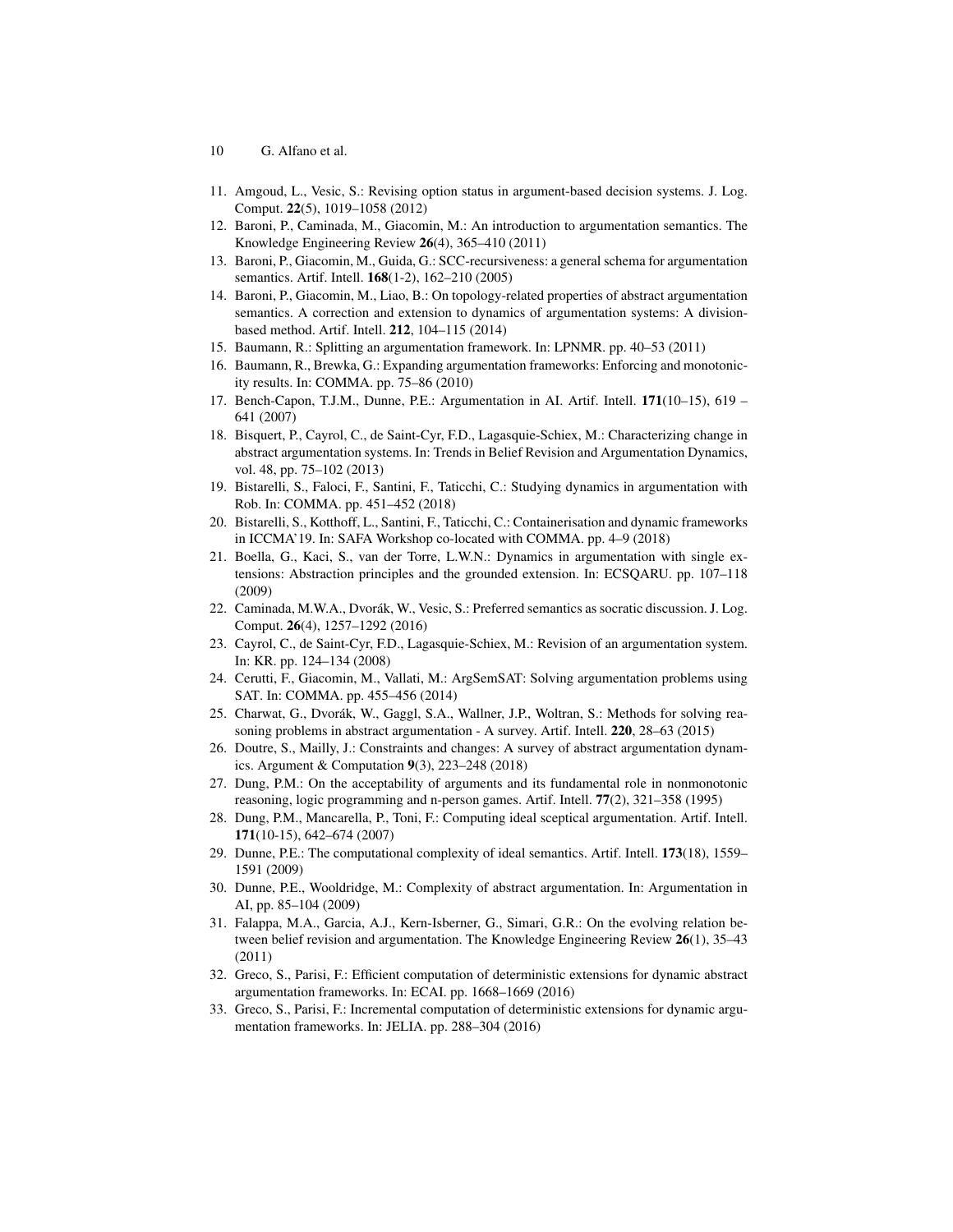11. Amgoud, L., Vesic, S.: Revising option status in argument-based decision systems. J. Log. Comput. **22**(5), 1019–1058 (2012)
12. Baroni, P., Caminada, M., Giacomin, M.: An introduction to argumentation semantics. The Knowledge Engineering Review **26**(4), 365–410 (2011)
13. Baroni, P., Giacomin, M., Guida, G.: SCC-recursiveness: a general schema for argumentation semantics. Artif. Intell. **168**(1-2), 162–210 (2005)
14. Baroni, P., Giacomin, M., Liao, B.: On topology-related properties of abstract argumentation semantics. A correction and extension to dynamics of argumentation systems: A division-based method. Artif. Intell. **212**, 104–115 (2014)
15. Baumann, R.: Splitting an argumentation framework. In: LPNMR. pp. 40–53 (2011)
16. Baumann, R., Brewka, G.: Expanding argumentation frameworks: Enforcing and monotonicity results. In: COMMA. pp. 75–86 (2010)
17. Bench-Capon, T.J.M., Dunne, P.E.: Argumentation in AI. Artif. Intell. **171**(10–15), 619 – 641 (2007)
18. Bisquert, P., Cayrol, C., de Saint-Cyr, F.D., Lagasquie-Schiex, M.: Characterizing change in abstract argumentation systems. In: Trends in Belief Revision and Argumentation Dynamics, vol. 48, pp. 75–102 (2013)
19. Bistarelli, S., Faloci, F., Santini, F., Taticchi, C.: Studying dynamics in argumentation with Rob. In: COMMA. pp. 451–452 (2018)
20. Bistarelli, S., Kotthoff, L., Santini, F., Taticchi, C.: Containerisation and dynamic frameworks in ICCMA'19. In: SAFA Workshop co-located with COMMA. pp. 4–9 (2018)
21. Boella, G., Kaci, S., van der Torre, L.W.N.: Dynamics in argumentation with single extensions: Abstraction principles and the grounded extension. In: ECSQARU. pp. 107–118 (2009)
22. Caminada, M.W.A., Dvorák, W., Vesic, S.: Preferred semantics as socratic discussion. J. Log. Comput. **26**(4), 1257–1292 (2016)
23. Cayrol, C., de Saint-Cyr, F.D., Lagasquie-Schiex, M.: Revision of an argumentation system. In: KR. pp. 124–134 (2008)
24. Cerutti, F., Giacomin, M., Vallati, M.: ArgSemSAT: Solving argumentation problems using SAT. In: COMMA. pp. 455–456 (2014)
25. Charwat, G., Dvorák, W., Gaggl, S.A., Wallner, J.P., Woltran, S.: Methods for solving reasoning problems in abstract argumentation - A survey. Artif. Intell. **220**, 28–63 (2015)
26. Doutre, S., Mailly, J.: Constraints and changes: A survey of abstract argumentation dynamics. Argument & Computation **9**(3), 223–248 (2018)
27. Dung, P.M.: On the acceptability of arguments and its fundamental role in nonmonotonic reasoning, logic programming and n-person games. Artif. Intell. **77**(2), 321–358 (1995)
28. Dung, P.M., Mancarella, P., Toni, F.: Computing ideal sceptical argumentation. Artif. Intell. **171**(10-15), 642–674 (2007)
29. Dunne, P.E.: The computational complexity of ideal semantics. Artif. Intell. **173**(18), 1559–1591 (2009)
30. Dunne, P.E., Wooldridge, M.: Complexity of abstract argumentation. In: Argumentation in AI, pp. 85–104 (2009)
31. Falappa, M.A., Garcia, A.J., Kern-Isberner, G., Simari, G.R.: On the evolving relation between belief revision and argumentation. The Knowledge Engineering Review **26**(1), 35–43 (2011)
32. Greco, S., Parisi, F.: Efficient computation of deterministic extensions for dynamic abstract argumentation frameworks. In: ECAI. pp. 1668–1669 (2016)
33. Greco, S., Parisi, F.: Incremental computation of deterministic extensions for dynamic argumentation frameworks. In: JELIA. pp. 288–304 (2016)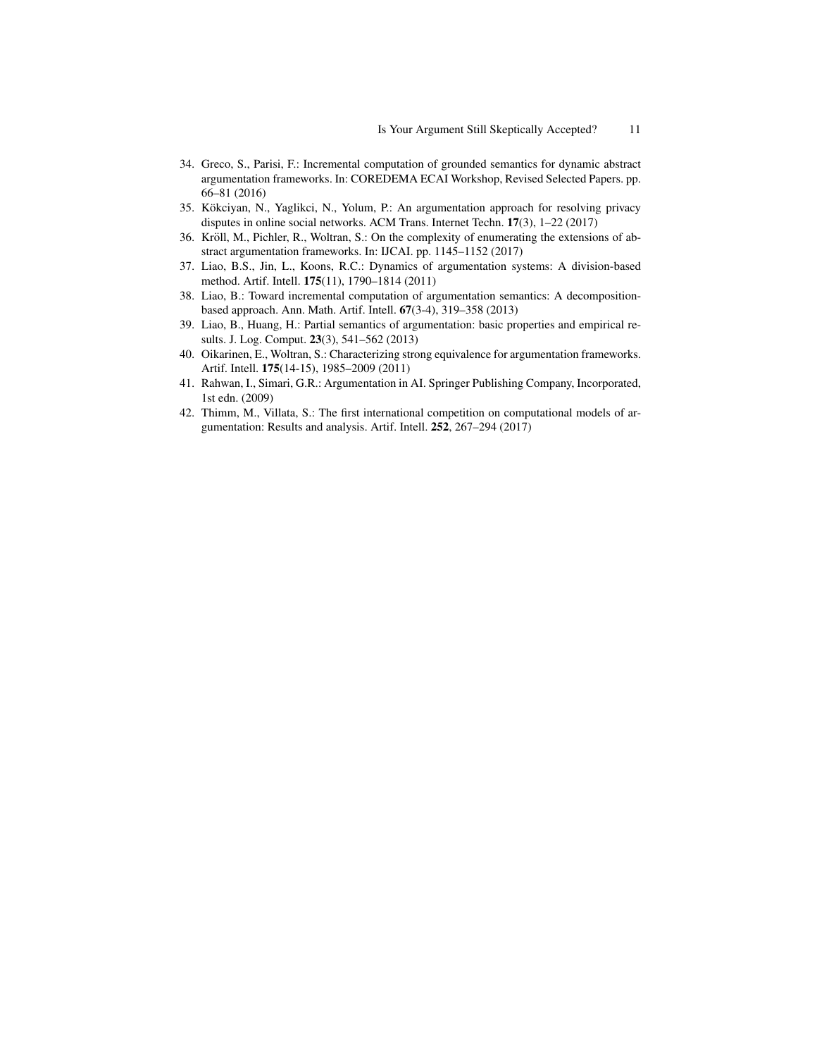34. Greco, S., Parisi, F.: Incremental computation of grounded semantics for dynamic abstract argumentation frameworks. In: COREDEMA ECAI Workshop, Revised Selected Papers. pp. 66–81 (2016)
35. Kökciyan, N., Yaglikci, N., Yolum, P.: An argumentation approach for resolving privacy disputes in online social networks. ACM Trans. Internet Techn. **17**(3), 1–22 (2017)
36. Kröll, M., Pichler, R., Woltran, S.: On the complexity of enumerating the extensions of abstract argumentation frameworks. In: IJCAI. pp. 1145–1152 (2017)
37. Liao, B.S., Jin, L., Koons, R.C.: Dynamics of argumentation systems: A division-based method. Artif. Intell. **175**(11), 1790–1814 (2011)
38. Liao, B.: Toward incremental computation of argumentation semantics: A decomposition-based approach. Ann. Math. Artif. Intell. **67**(3-4), 319–358 (2013)
39. Liao, B., Huang, H.: Partial semantics of argumentation: basic properties and empirical results. J. Log. Comput. **23**(3), 541–562 (2013)
40. Oikarinen, E., Woltran, S.: Characterizing strong equivalence for argumentation frameworks. Artif. Intell. **175**(14-15), 1985–2009 (2011)
41. Rahwan, I., Simari, G.R.: Argumentation in AI. Springer Publishing Company, Incorporated, 1st edn. (2009)
42. Thimm, M., Villata, S.: The first international competition on computational models of argumentation: Results and analysis. Artif. Intell. **252**, 267–294 (2017)